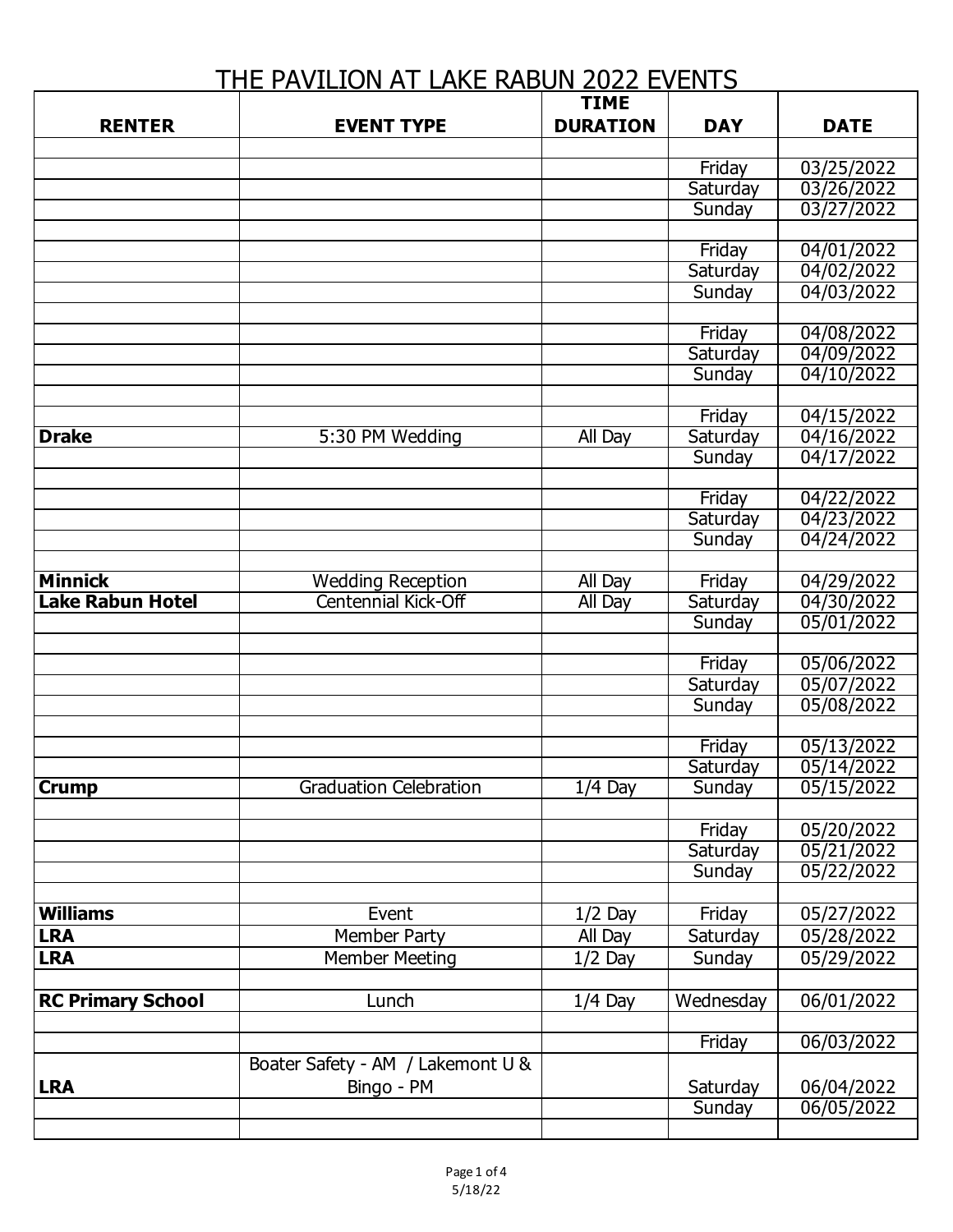# THE PAVILION AT LAKE RABUN 2022 EVENTS

| RENTER | EVENT TYPE | TIME DURATION | DAY | DATE |
|---|---|---|---|---|
| | | | | |
| | | | Friday | 03/25/2022 |
| | | | Saturday | 03/26/2022 |
| | | | Sunday | 03/27/2022 |
| | | | | |
| | | | Friday | 04/01/2022 |
| | | | Saturday | 04/02/2022 |
| | | | Sunday | 04/03/2022 |
| | | | | |
| | | | Friday | 04/08/2022 |
| | | | Saturday | 04/09/2022 |
| | | | Sunday | 04/10/2022 |
| | | | | |
| | | | Friday | 04/15/2022 |
| **Drake** | 5:30 PM Wedding | All Day | Saturday | 04/16/2022 |
| | | | Sunday | 04/17/2022 |
| | | | | |
| | | | Friday | 04/22/2022 |
| | | | Saturday | 04/23/2022 |
| | | | Sunday | 04/24/2022 |
| | | | | |
| **Minnick** | Wedding Reception | All Day | Friday | 04/29/2022 |
| **Lake Rabun Hotel** | Centennial Kick-Off | All Day | Saturday | 04/30/2022 |
| | | | Sunday | 05/01/2022 |
| | | | | |
| | | | Friday | 05/06/2022 |
| | | | Saturday | 05/07/2022 |
| | | | Sunday | 05/08/2022 |
| | | | | |
| | | | Friday | 05/13/2022 |
| | | | Saturday | 05/14/2022 |
| **Crump** | Graduation Celebration | 1/4 Day | Sunday | 05/15/2022 |
| | | | | |
| | | | Friday | 05/20/2022 |
| | | | Saturday | 05/21/2022 |
| | | | Sunday | 05/22/2022 |
| | | | | |
| **Williams** | Event | 1/2 Day | Friday | 05/27/2022 |
| **LRA** | Member Party | All Day | Saturday | 05/28/2022 |
| **LRA** | Member Meeting | 1/2 Day | Sunday | 05/29/2022 |
| | | | | |
| **RC Primary School** | Lunch | 1/4 Day | Wednesday | 06/01/2022 |
| | | | | |
| | | | Friday | 06/03/2022 |
| **LRA** | Boater Safety - AM / Lakemont U & Bingo - PM | | Saturday | 06/04/2022 |
| | | | Sunday | 06/05/2022 |
| | | | | |

5/18/22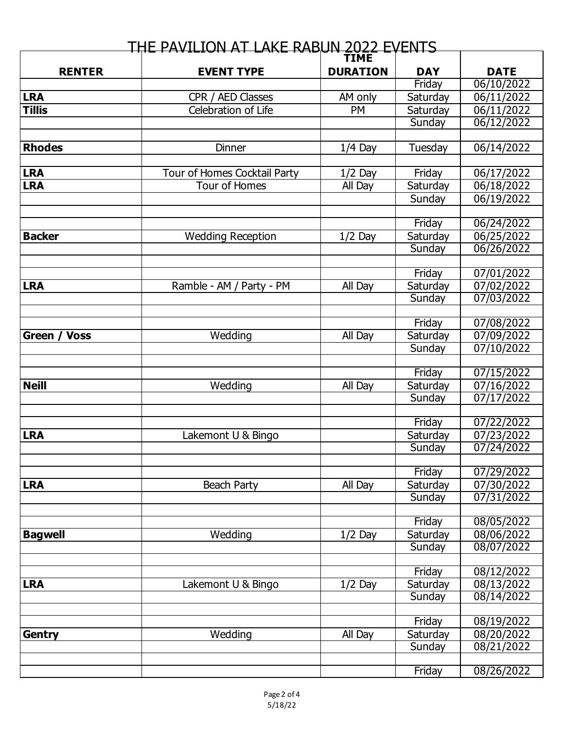# THE PAVILION AT LAKE RABUN 2022 EVENTS

| RENTER | EVENT TYPE | TIME DURATION | DAY | DATE |
|---|---|---|---|---|
| | | | Friday | 06/10/2022 |
| **LRA** | CPR / AED Classes | AM only | Saturday | 06/11/2022 |
| **Tillis** | Celebration of Life | PM | Saturday | 06/11/2022 |
| | | | Sunday | 06/12/2022 |
| | | | | |
| **Rhodes** | Dinner | 1/4 Day | Tuesday | 06/14/2022 |
| | | | | |
| **LRA** | Tour of Homes Cocktail Party | 1/2 Day | Friday | 06/17/2022 |
| **LRA** | Tour of Homes | All Day | Saturday | 06/18/2022 |
| | | | Sunday | 06/19/2022 |
| | | | | |
| | | | Friday | 06/24/2022 |
| **Backer** | Wedding Reception | 1/2 Day | Saturday | 06/25/2022 |
| | | | Sunday | 06/26/2022 |
| | | | | |
| | | | Friday | 07/01/2022 |
| **LRA** | Ramble - AM / Party - PM | All Day | Saturday | 07/02/2022 |
| | | | Sunday | 07/03/2022 |
| | | | | |
| | | | Friday | 07/08/2022 |
| **Green / Voss** | Wedding | All Day | Saturday | 07/09/2022 |
| | | | Sunday | 07/10/2022 |
| | | | | |
| | | | Friday | 07/15/2022 |
| **Neill** | Wedding | All Day | Saturday | 07/16/2022 |
| | | | Sunday | 07/17/2022 |
| | | | | |
| | | | Friday | 07/22/2022 |
| **LRA** | Lakemont U & Bingo | | Saturday | 07/23/2022 |
| | | | Sunday | 07/24/2022 |
| | | | | |
| | | | Friday | 07/29/2022 |
| **LRA** | Beach Party | All Day | Saturday | 07/30/2022 |
| | | | Sunday | 07/31/2022 |
| | | | | |
| | | | Friday | 08/05/2022 |
| **Bagwell** | Wedding | 1/2 Day | Saturday | 08/06/2022 |
| | | | Sunday | 08/07/2022 |
| | | | | |
| | | | Friday | 08/12/2022 |
| **LRA** | Lakemont U & Bingo | 1/2 Day | Saturday | 08/13/2022 |
| | | | Sunday | 08/14/2022 |
| | | | | |
| | | | Friday | 08/19/2022 |
| **Gentry** | Wedding | All Day | Saturday | 08/20/2022 |
| | | | Sunday | 08/21/2022 |
| | | | | |
| | | | Friday | 08/26/2022 |

5/18/22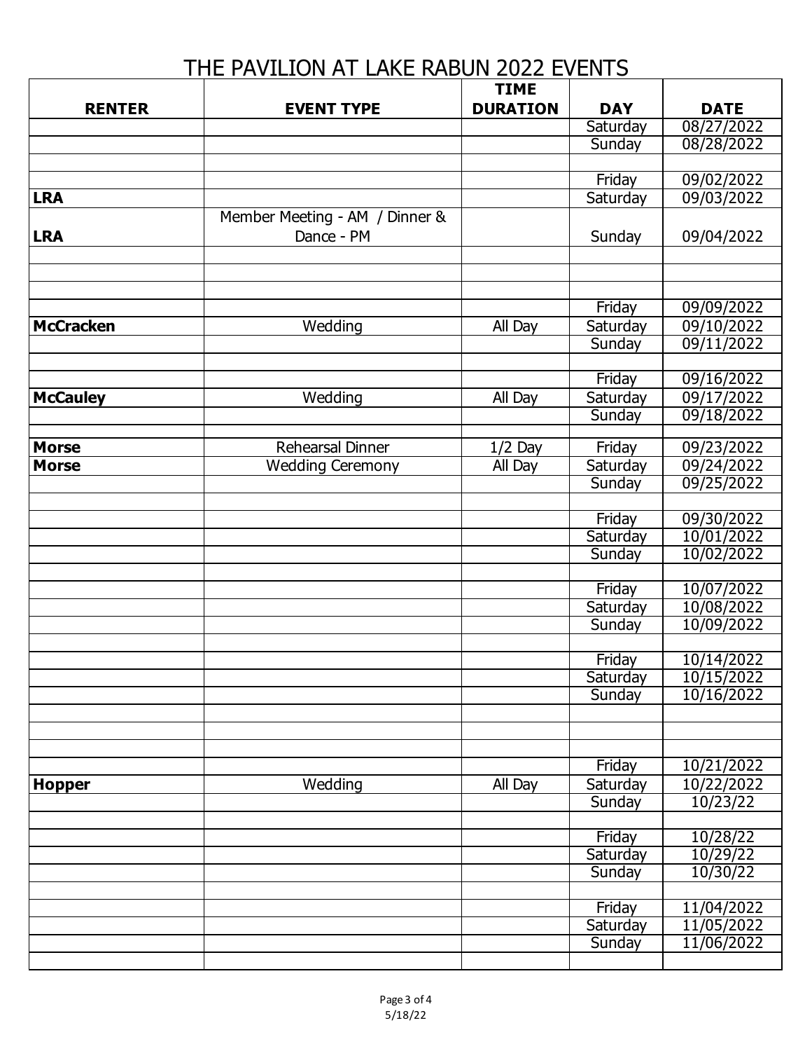# THE PAVILION AT LAKE RABUN 2022 EVENTS

| RENTER | EVENT TYPE | TIME DURATION | DAY | DATE |
|---|---|---|---|---|
| | | | Saturday | 08/27/2022 |
| | | | Sunday | 08/28/2022 |
| | | | | |
| | | | Friday | 09/02/2022 |
| **LRA** | | | Saturday | 09/03/2022 |
| **LRA** | Member Meeting - AM / Dinner & Dance - PM | | Sunday | 09/04/2022 |
| | | | | |
| | | | | |
| | | | | |
| | | | Friday | 09/09/2022 |
| **McCracken** | Wedding | All Day | Saturday | 09/10/2022 |
| | | | Sunday | 09/11/2022 |
| | | | | |
| | | | Friday | 09/16/2022 |
| **McCauley** | Wedding | All Day | Saturday | 09/17/2022 |
| | | | Sunday | 09/18/2022 |
| | | | | |
| **Morse** | Rehearsal Dinner | 1/2 Day | Friday | 09/23/2022 |
| **Morse** | Wedding Ceremony | All Day | Saturday | 09/24/2022 |
| | | | Sunday | 09/25/2022 |
| | | | | |
| | | | Friday | 09/30/2022 |
| | | | Saturday | 10/01/2022 |
| | | | Sunday | 10/02/2022 |
| | | | | |
| | | | Friday | 10/07/2022 |
| | | | Saturday | 10/08/2022 |
| | | | Sunday | 10/09/2022 |
| | | | | |
| | | | Friday | 10/14/2022 |
| | | | Saturday | 10/15/2022 |
| | | | Sunday | 10/16/2022 |
| | | | | |
| | | | | |
| | | | | |
| | | | Friday | 10/21/2022 |
| **Hopper** | Wedding | All Day | Saturday | 10/22/2022 |
| | | | Sunday | 10/23/22 |
| | | | | |
| | | | Friday | 10/28/22 |
| | | | Saturday | 10/29/22 |
| | | | Sunday | 10/30/22 |
| | | | | |
| | | | Friday | 11/04/2022 |
| | | | Saturday | 11/05/2022 |
| | | | Sunday | 11/06/2022 |
| | | | | |

5/18/22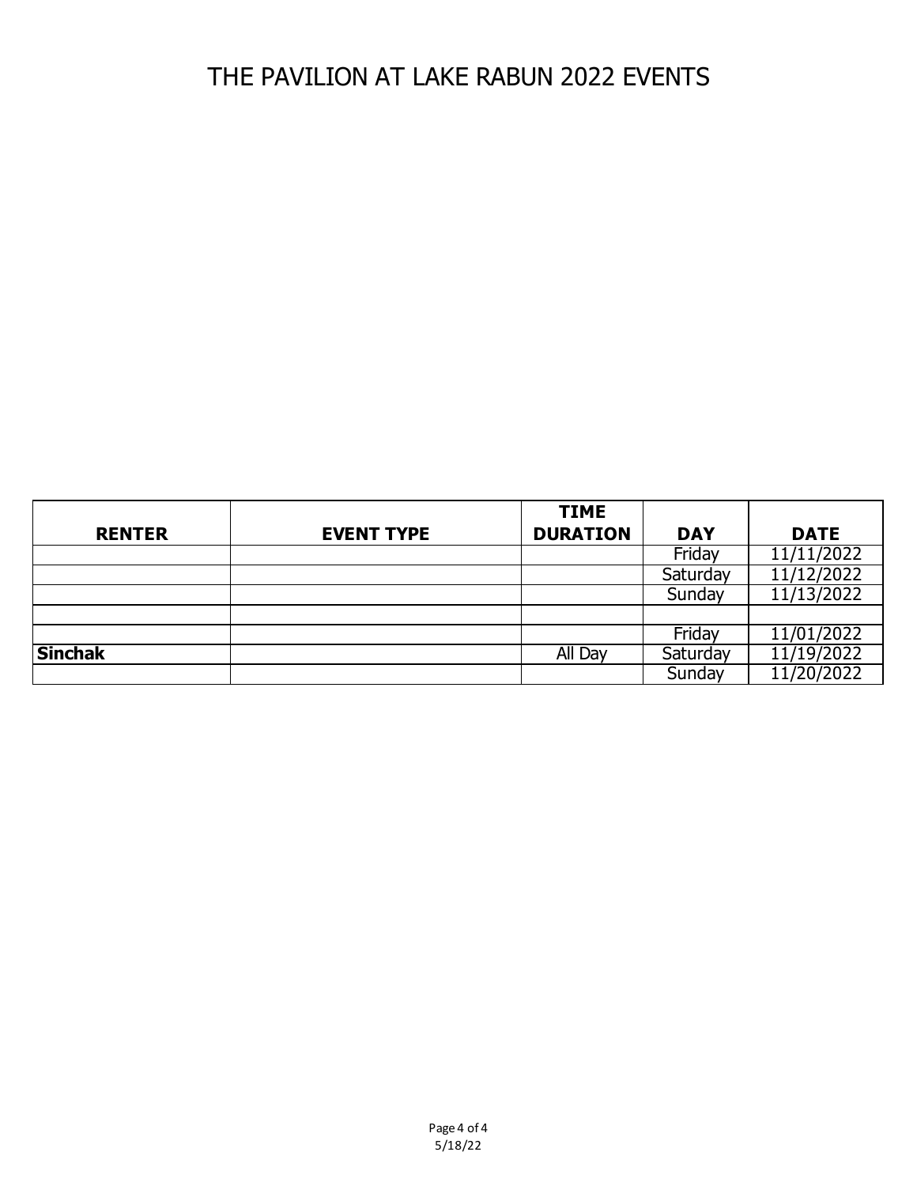# THE PAVILION AT LAKE RABUN 2022 EVENTS

| RENTER | EVENT TYPE | TIME DURATION | DAY | DATE |
|---|---|---|---|---|
| | | | Friday | 11/11/2022 |
| | | | Saturday | 11/12/2022 |
| | | | Sunday | 11/13/2022 |
| | | | | |
| | | | Friday | 11/01/2022 |
| **Sinchak** | | All Day | Saturday | 11/19/2022 |
| | | | Sunday | 11/20/2022 |

5/18/22